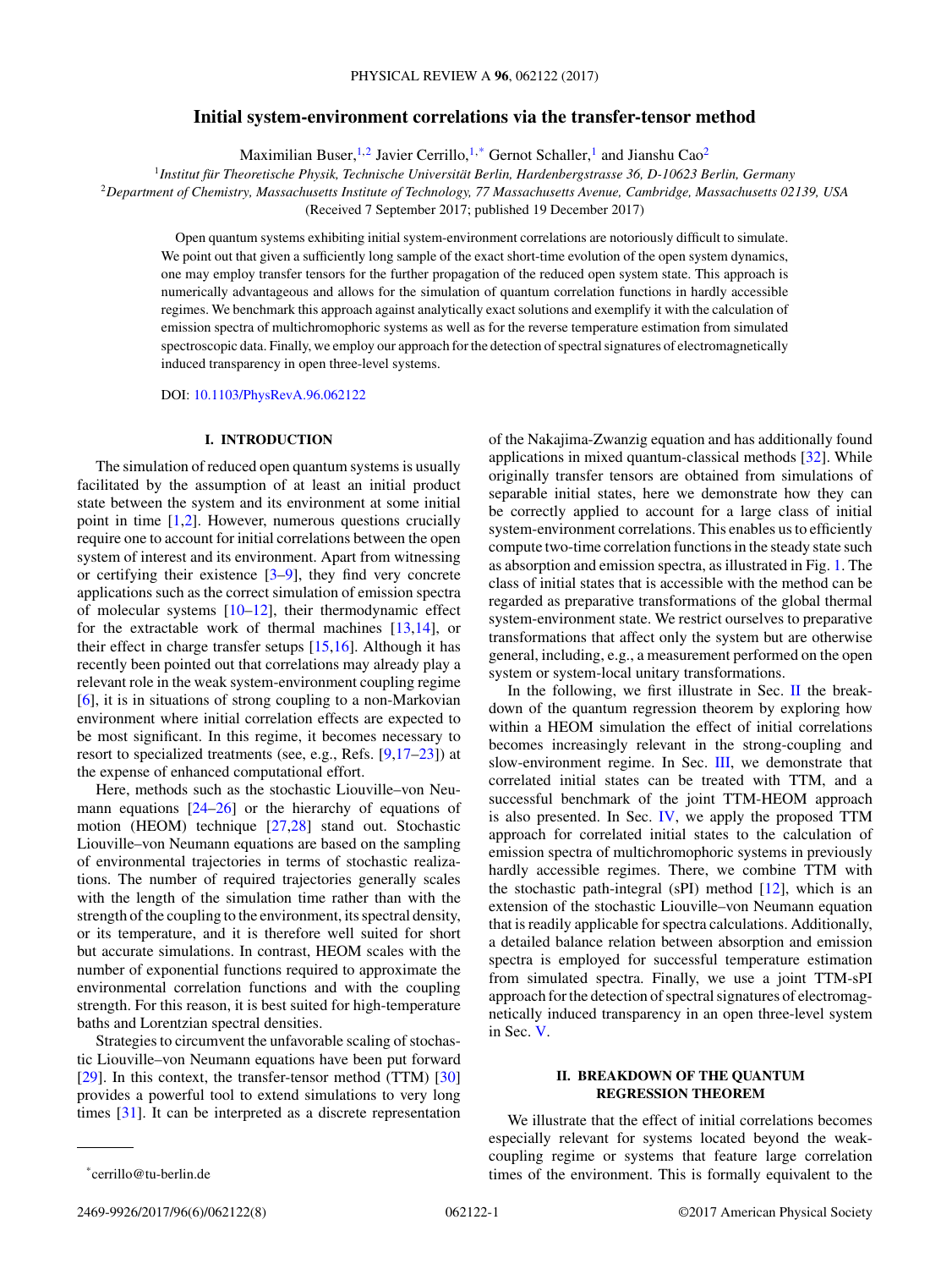# Initial system-environment correlations via the transfer-tensor method

Maximilian Buser,[1,2] Javier Cerrillo,[1,*] Gernot Schaller,[1] and Jianshu Cao[2]

[1]*Institut für Theoretische Physik, Technische Universität Berlin, Hardenbergstrasse 36, D-10623 Berlin, Germany*

[2]*Department of Chemistry, Massachusetts Institute of Technology, 77 Massachusetts Avenue, Cambridge, Massachusetts 02139, USA*

(Received 7 September 2017; published 19 December 2017)

Open quantum systems exhibiting initial system-environment correlations are notoriously difficult to simulate. We point out that given a sufficiently long sample of the exact short-time evolution of the open system dynamics, one may employ transfer tensors for the further propagation of the reduced open system state. This approach is numerically advantageous and allows for the simulation of quantum correlation functions in hardly accessible regimes. We benchmark this approach against analytically exact solutions and exemplify it with the calculation of emission spectra of multichromophoric systems as well as for the reverse temperature estimation from simulated spectroscopic data. Finally, we employ our approach for the detection of spectral signatures of electromagnetically induced transparency in open three-level systems.

DOI: 10.1103/PhysRevA.96.062122

## I. INTRODUCTION

The simulation of reduced open quantum systems is usually facilitated by the assumption of at least an initial product state between the system and its environment at some initial point in time [1,2]. However, numerous questions crucially require one to account for initial correlations between the open system of interest and its environment. Apart from witnessing or certifying their existence [3–9], they find very concrete applications such as the correct simulation of emission spectra of molecular systems [10–12], their thermodynamic effect for the extractable work of thermal machines [13,14], or their effect in charge transfer setups [15,16]. Although it has recently been pointed out that correlations may already play a relevant role in the weak system-environment coupling regime [6], it is in situations of strong coupling to a non-Markovian environment where initial correlation effects are expected to be most significant. In this regime, it becomes necessary to resort to specialized treatments (see, e.g., Refs. [9,17–23]) at the expense of enhanced computational effort.

Here, methods such as the stochastic Liouville–von Neumann equations [24–26] or the hierarchy of equations of motion (HEOM) technique [27,28] stand out. Stochastic Liouville–von Neumann equations are based on the sampling of environmental trajectories in terms of stochastic realizations. The number of required trajectories generally scales with the length of the simulation time rather than with the strength of the coupling to the environment, its spectral density, or its temperature, and it is therefore well suited for short but accurate simulations. In contrast, HEOM scales with the number of exponential functions required to approximate the environmental correlation functions and with the coupling strength. For this reason, it is best suited for high-temperature baths and Lorentzian spectral densities.

Strategies to circumvent the unfavorable scaling of stochastic Liouville–von Neumann equations have been put forward [29]. In this context, the transfer-tensor method (TTM) [30] provides a powerful tool to extend simulations to very long times [31]. It can be interpreted as a discrete representation of the Nakajima-Zwanzig equation and has additionally found applications in mixed quantum-classical methods [32]. While originally transfer tensors are obtained from simulations of separable initial states, here we demonstrate how they can be correctly applied to account for a large class of initial system-environment correlations. This enables us to efficiently compute two-time correlation functions in the steady state such as absorption and emission spectra, as illustrated in Fig. 1. The class of initial states that is accessible with the method can be regarded as preparative transformations of the global thermal system-environment state. We restrict ourselves to preparative transformations that affect only the system but are otherwise general, including, e.g., a measurement performed on the open system or system-local unitary transformations.

In the following, we first illustrate in Sec. II the breakdown of the quantum regression theorem by exploring how within a HEOM simulation the effect of initial correlations becomes increasingly relevant in the strong-coupling and slow-environment regime. In Sec. III, we demonstrate that correlated initial states can be treated with TTM, and a successful benchmark of the joint TTM-HEOM approach is also presented. In Sec. IV, we apply the proposed TTM approach for correlated initial states to the calculation of emission spectra of multichromophoric systems in previously hardly accessible regimes. There, we combine TTM with the stochastic path-integral (sPI) method [12], which is an extension of the stochastic Liouville–von Neumann equation that is readily applicable for spectra calculations. Additionally, a detailed balance relation between absorption and emission spectra is employed for successful temperature estimation from simulated spectra. Finally, we use a joint TTM-sPI approach for the detection of spectral signatures of electromagnetically induced transparency in an open three-level system in Sec. V.

## II. BREAKDOWN OF THE QUANTUM REGRESSION THEOREM

We illustrate that the effect of initial correlations becomes especially relevant for systems located beyond the weak-coupling regime or systems that feature large correlation times of the environment. This is formally equivalent to the

*cerrillo@tu-berlin.de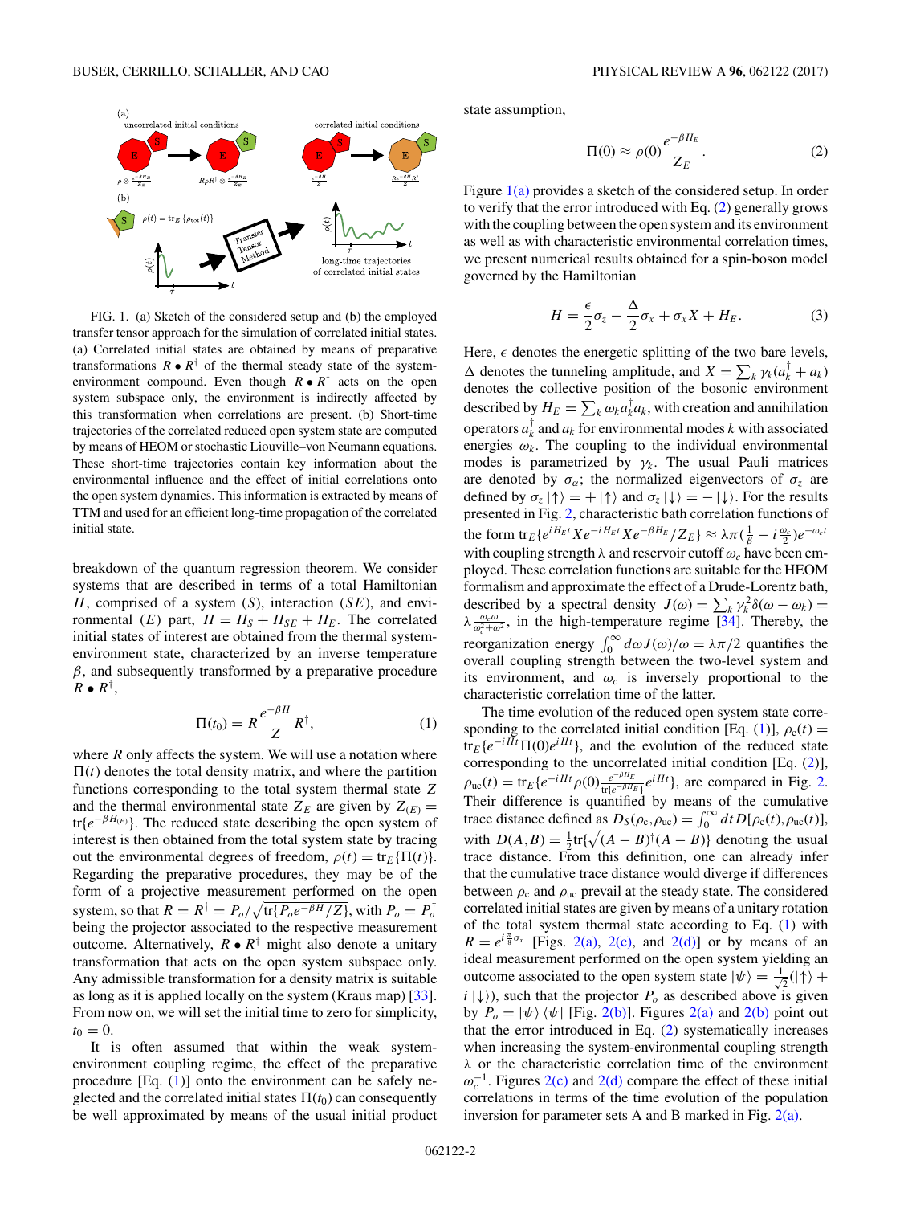FIG. 1. (a) Sketch of the considered setup and (b) the employed transfer tensor approach for the simulation of correlated initial states. (a) Correlated initial states are obtained by means of preparative transformations $R \bullet R^\dagger$ of the thermal steady state of the system-environment compound. Even though $R \bullet R^\dagger$ acts on the open system subspace only, the environment is indirectly affected by this transformation when correlations are present. (b) Short-time trajectories of the correlated reduced open system state are computed by means of HEOM or stochastic Liouville–von Neumann equations. These short-time trajectories contain key information about the environmental influence and the effect of initial correlations onto the open system dynamics. This information is extracted by means of TTM and used for an efficient long-time propagation of the correlated initial state.

breakdown of the quantum regression theorem. We consider systems that are described in terms of a total Hamiltonian $H$, comprised of a system ($S$), interaction ($SE$), and environmental ($E$) part, $H = H_S + H_{SE} + H_E$. The correlated initial states of interest are obtained from the thermal system-environment state, characterized by an inverse temperature $\beta$, and subsequently transformed by a preparative procedure $R \bullet R^\dagger$,

$$\Pi(t_0) = R\frac{e^{-\beta H}}{Z}R^\dagger, \tag{1}$$

where $R$ only affects the system. We will use a notation where $\Pi(t)$ denotes the total density matrix, and where the partition functions corresponding to the total system thermal state $Z$ and the thermal environmental state $Z_E$ are given by $Z_{(E)} = \mathrm{tr}\{e^{-\beta H_{(E)}}\}$. The reduced state describing the open system of interest is then obtained from the total system state by tracing out the environmental degrees of freedom, $\rho(t) = \mathrm{tr}_E\{\Pi(t)\}$. Regarding the preparative procedures, they may be of the form of a projective measurement performed on the open system, so that $R = R^\dagger = P_o/\sqrt{\mathrm{tr}\{P_o e^{-\beta H}/Z\}}$, with $P_o = P_o^\dagger$ being the projector associated to the respective measurement outcome. Alternatively, $R \bullet R^\dagger$ might also denote a unitary transformation that acts on the open system subspace only. Any admissible transformation for a density matrix is suitable as long as it is applied locally on the system (Kraus map) [33]. From now on, we will set the initial time to zero for simplicity, $t_0 = 0$.

It is often assumed that within the weak system-environment coupling regime, the effect of the preparative procedure [Eq. (1)] onto the environment can be safely neglected and the correlated initial states $\Pi(t_0)$ can consequently be well approximated by means of the usual initial product state assumption,

$$\Pi(0) \approx \rho(0)\frac{e^{-\beta H_E}}{Z_E}. \tag{2}$$

Figure 1(a) provides a sketch of the considered setup. In order to verify that the error introduced with Eq. (2) generally grows with the coupling between the open system and its environment as well as with characteristic environmental correlation times, we present numerical results obtained for a spin-boson model governed by the Hamiltonian

$$H = \frac{\epsilon}{2}\sigma_z - \frac{\Delta}{2}\sigma_x + \sigma_x X + H_E. \tag{3}$$

Here, $\epsilon$ denotes the energetic splitting of the two bare levels, $\Delta$ denotes the tunneling amplitude, and $X = \sum_k \gamma_k(a_k^\dagger + a_k)$ denotes the collective position of the bosonic environment described by $H_E = \sum_k \omega_k a_k^\dagger a_k$, with creation and annihilation operators $a_k^\dagger$ and $a_k$ for environmental modes $k$ with associated energies $\omega_k$. The coupling to the individual environmental modes is parametrized by $\gamma_k$. The usual Pauli matrices are denoted by $\sigma_\alpha$; the normalized eigenvectors of $\sigma_z$ are defined by $\sigma_z|\uparrow\rangle = +|\uparrow\rangle$ and $\sigma_z|\downarrow\rangle = -|\downarrow\rangle$. For the results presented in Fig. 2, characteristic bath correlation functions of the form $\mathrm{tr}_E\{e^{iH_E t}Xe^{-iH_E t}Xe^{-\beta H_E}/Z_E\} \approx \lambda\pi(\frac{1}{\beta} - i\frac{\omega_c}{2})e^{-\omega_c t}$ with coupling strength $\lambda$ and reservoir cutoff $\omega_c$ have been employed. These correlation functions are suitable for the HEOM formalism and approximate the effect of a Drude-Lorentz bath, described by a spectral density $J(\omega) = \sum_k \gamma_k^2\delta(\omega - \omega_k) = \lambda\frac{\omega_c\omega}{\omega_c^2+\omega^2}$, in the high-temperature regime [34]. Thereby, the reorganization energy $\int_0^\infty d\omega J(\omega)/\omega = \lambda\pi/2$ quantifies the overall coupling strength between the two-level system and its environment, and $\omega_c$ is inversely proportional to the characteristic correlation time of the latter.

The time evolution of the reduced open system state corresponding to the correlated initial condition [Eq. (1)], $\rho_c(t) = \mathrm{tr}_E\{e^{-iHt}\Pi(0)e^{iHt}\}$, and the evolution of the reduced state corresponding to the uncorrelated initial condition [Eq. (2)], $\rho_{uc}(t) = \mathrm{tr}_E\{e^{-iHt}\rho(0)\frac{e^{-\beta H_E}}{\mathrm{tr}\{e^{-\beta H_E}\}}e^{iHt}\}$, are compared in Fig. 2. Their difference is quantified by means of the cumulative trace distance defined as $D_S(\rho_c, \rho_{uc}) = \int_0^\infty dt\, D[\rho_c(t), \rho_{uc}(t)]$, with $D(A,B) = \frac{1}{2}\mathrm{tr}\{\sqrt{(A-B)^\dagger(A-B)}\}$ denoting the usual trace distance. From this definition, one can already infer that the cumulative trace distance would diverge if differences between $\rho_c$ and $\rho_{uc}$ prevail at the steady state. The considered correlated initial states are given by means of a unitary rotation of the total system thermal state according to Eq. (1) with $R = e^{i\frac{\pi}{8}\sigma_x}$ [Figs. 2(a), 2(c), and 2(d)] or by means of an ideal measurement performed on the open system yielding an outcome associated to the open system state $|\psi\rangle = \frac{1}{\sqrt{2}}(|\uparrow\rangle + i|\downarrow\rangle)$, such that the projector $P_o$ as described above is given by $P_o = |\psi\rangle\langle\psi|$ [Fig. 2(b)]. Figures 2(a) and 2(b) point out that the error introduced in Eq. (2) systematically increases when increasing the system-environmental coupling strength $\lambda$ or the characteristic correlation time of the environment $\omega_c^{-1}$. Figures 2(c) and 2(d) compare the effect of these initial correlations in terms of the time evolution of the population inversion for parameter sets A and B marked in Fig. 2(a).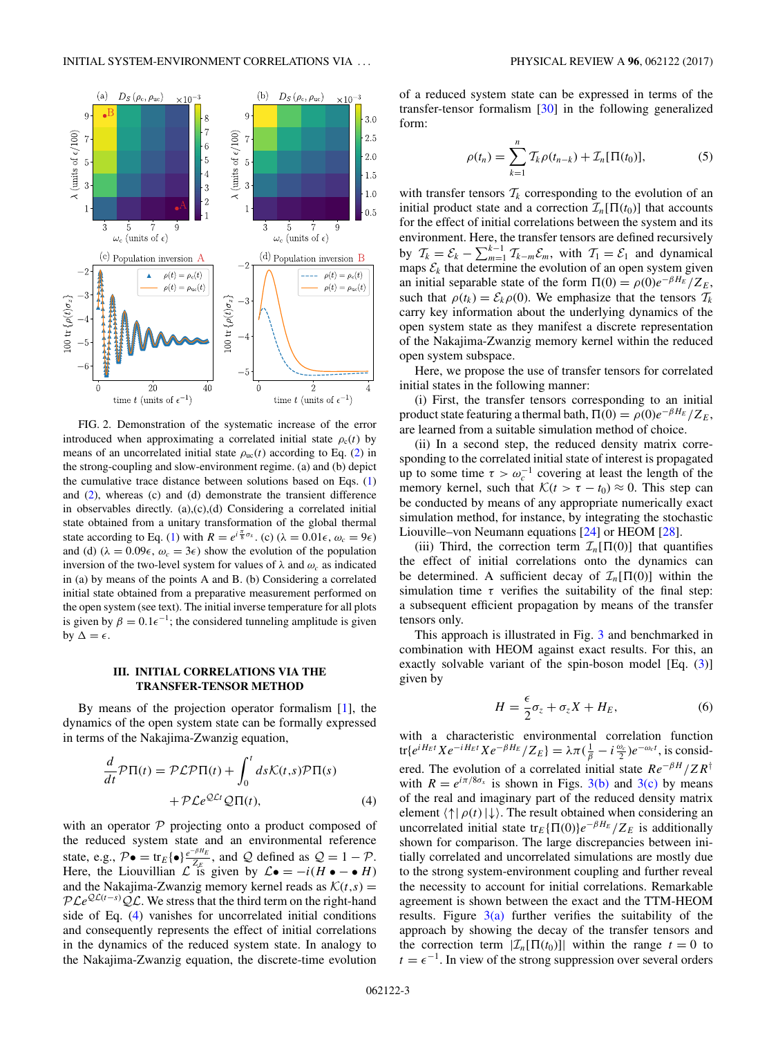FIG. 2. Demonstration of the systematic increase of the error introduced when approximating a correlated initial state $\rho_c(t)$ by means of an uncorrelated initial state $\rho_{uc}(t)$ according to Eq. (2) in the strong-coupling and slow-environment regime. (a) and (b) depict the cumulative trace distance between solutions based on Eqs. (1) and (2), whereas (c) and (d) demonstrate the transient difference in observables directly. (a),(c),(d) Considering a correlated initial state obtained from a unitary transformation of the global thermal state according to Eq. (1) with $R = e^{i\frac{\pi}{8}\sigma_x}$. (c) ($\lambda = 0.01\epsilon$, $\omega_c = 9\epsilon$) and (d) ($\lambda = 0.09\epsilon$, $\omega_c = 3\epsilon$) show the evolution of the population inversion of the two-level system for values of $\lambda$ and $\omega_c$ as indicated in (a) by means of the points A and B. (b) Considering a correlated initial state obtained from a preparative measurement performed on the open system (see text). The initial inverse temperature for all plots is given by $\beta = 0.1\epsilon^{-1}$; the considered tunneling amplitude is given by $\Delta = \epsilon$.

## III. INITIAL CORRELATIONS VIA THE TRANSFER-TENSOR METHOD

By means of the projection operator formalism [1], the dynamics of the open system state can be formally expressed in terms of the Nakajima-Zwanzig equation,

$$\frac{d}{dt}\mathcal{P}\Pi(t) = \mathcal{P}\mathcal{L}\mathcal{P}\Pi(t) + \int_0^t ds\mathcal{K}(t,s)\mathcal{P}\Pi(s) + \mathcal{P}\mathcal{L}e^{\mathcal{Q}\mathcal{L}t}\mathcal{Q}\Pi(t), \tag{4}$$

with an operator $\mathcal{P}$ projecting onto a product composed of the reduced system state and an environmental reference state, e.g., $\mathcal{P}\bullet = \mathrm{tr}_E\{\bullet\}\frac{e^{-\beta H_E}}{Z_E}$, and $\mathcal{Q}$ defined as $\mathcal{Q} = 1 - \mathcal{P}$. Here, the Liouvillian $\mathcal{L}$ is given by $\mathcal{L}\bullet = -i(H\bullet - \bullet H)$ and the Nakajima-Zwanzig memory kernel reads as $\mathcal{K}(t,s) = \mathcal{P}\mathcal{L}e^{\mathcal{Q}\mathcal{L}(t-s)}\mathcal{Q}\mathcal{L}$. We stress that the third term on the right-hand side of Eq. (4) vanishes for uncorrelated initial conditions and consequently represents the effect of initial correlations in the dynamics of the reduced system state. In analogy to the Nakajima-Zwanzig equation, the discrete-time evolution of a reduced system state can be expressed in terms of the transfer-tensor formalism [30] in the following generalized form:

$$\rho(t_n) = \sum_{k=1}^{n}\mathcal{T}_k\rho(t_{n-k}) + \mathcal{I}_n[\Pi(t_0)], \tag{5}$$

with transfer tensors $\mathcal{T}_k$ corresponding to the evolution of an initial product state and a correction $\mathcal{I}_n[\Pi(t_0)]$ that accounts for the effect of initial correlations between the system and its environment. Here, the transfer tensors are defined recursively by $\mathcal{T}_k = \mathcal{E}_k - \sum_{m=1}^{k-1}\mathcal{T}_{k-m}\mathcal{E}_m$, with $\mathcal{T}_1 = \mathcal{E}_1$ and dynamical maps $\mathcal{E}_k$ that determine the evolution of an open system given an initial separable state of the form $\Pi(0) = \rho(0)e^{-\beta H_E}/Z_E$, such that $\rho(t_k) = \mathcal{E}_k\rho(0)$. We emphasize that the tensors $\mathcal{T}_k$ carry key information about the underlying dynamics of the open system state as they manifest a discrete representation of the Nakajima-Zwanzig memory kernel within the reduced open system subspace.

Here, we propose the use of transfer tensors for correlated initial states in the following manner:

(i) First, the transfer tensors corresponding to an initial product state featuring a thermal bath, $\Pi(0) = \rho(0)e^{-\beta H_E}/Z_E$, are learned from a suitable simulation method of choice.

(ii) In a second step, the reduced density matrix corresponding to the correlated initial state of interest is propagated up to some time $\tau > \omega_c^{-1}$ covering at least the length of the memory kernel, such that $\mathcal{K}(t > \tau - t_0) \approx 0$. This step can be conducted by means of any appropriate numerically exact simulation method, for instance, by integrating the stochastic Liouville–von Neumann equations [24] or HEOM [28].

(iii) Third, the correction term $\mathcal{I}_n[\Pi(0)]$ that quantifies the effect of initial correlations onto the dynamics can be determined. A sufficient decay of $\mathcal{I}_n[\Pi(0)]$ within the simulation time $\tau$ verifies the suitability of the final step: a subsequent efficient propagation by means of the transfer tensors only.

This approach is illustrated in Fig. 3 and benchmarked in combination with HEOM against exact results. For this, an exactly solvable variant of the spin-boson model [Eq. (3)] given by

$$H = \frac{\epsilon}{2}\sigma_z + \sigma_z X + H_E, \tag{6}$$

with a characteristic environmental correlation function $\mathrm{tr}\{e^{iH_Et}Xe^{-iH_Et}Xe^{-\beta H_E}/Z_E\} = \lambda\pi(\frac{1}{\beta} - i\frac{\omega_c}{2})e^{-\omega_c t}$, is considered. The evolution of a correlated initial state $Re^{-\beta H}/ZR^\dagger$ with $R = e^{i\pi/8\sigma_x}$ is shown in Figs. 3(b) and 3(c) by means of the real and imaginary part of the reduced density matrix element $\langle\uparrow|\rho(t)|\downarrow\rangle$. The result obtained when considering an uncorrelated initial state $\mathrm{tr}_E\{\Pi(0)\}e^{-\beta H_E}/Z_E$ is additionally shown for comparison. The large discrepancies between initially correlated and uncorrelated simulations are mostly due to the strong system-environment coupling and further reveal the necessity to account for initial correlations. Remarkable agreement is shown between the exact and the TTM-HEOM results. Figure 3(a) further verifies the suitability of the approach by showing the decay of the transfer tensors and the correction term $|\mathcal{I}_n[\Pi(t_0)]|$ within the range $t = 0$ to $t = \epsilon^{-1}$. In view of the strong suppression over several orders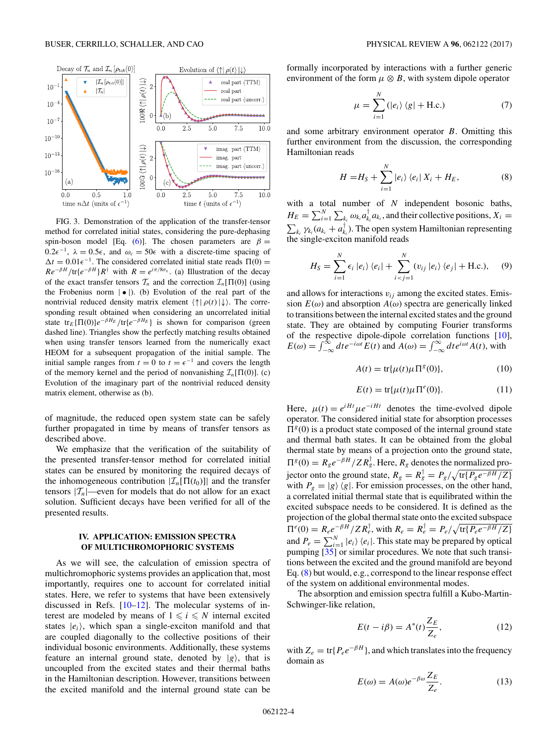FIG. 3. Demonstration of the application of the transfer-tensor method for correlated initial states, considering the pure-dephasing spin-boson model [Eq. (6)]. The chosen parameters are $\beta = 0.2\epsilon^{-1}$, $\lambda = 0.5\epsilon$, and $\omega_c = 50\epsilon$ with a discrete-time spacing of $\Delta t = 0.01\epsilon^{-1}$. The considered correlated initial state reads $\Pi(0) = Re^{-\beta H}/\mathrm{tr}\{e^{-\beta H}\}R^\dagger$ with $R = e^{i\pi/8\sigma_x}$. (a) Illustration of the decay of the exact transfer tensors $\mathcal{T}_n$ and the correction $\mathcal{I}_n[\Pi(0)]$ (using the Frobenius norm $|\bullet|$). (b) Evolution of the real part of the nontrivial reduced density matrix element $\langle\uparrow|\rho(t)|\downarrow\rangle$. The corresponding result obtained when considering an uncorrelated initial state $\mathrm{tr}_E\{\Pi(0)\}e^{-\beta H_E}/\mathrm{tr}\{e^{-\beta H_E}\}$ is shown for comparison (green dashed line). Triangles show the perfectly matching results obtained when using transfer tensors learned from the numerically exact HEOM for a subsequent propagation of the initial sample. The initial sample ranges from $t = 0$ to $t = \epsilon^{-1}$ and covers the length of the memory kernel and the period of nonvanishing $\mathcal{I}_n[\Pi(0)]$. (c) Evolution of the imaginary part of the nontrivial reduced density matrix element, otherwise as (b).

of magnitude, the reduced open system state can be safely further propagated in time by means of transfer tensors as described above.

We emphasize that the verification of the suitability of the presented transfer-tensor method for correlated initial states can be ensured by monitoring the required decays of the inhomogeneous contribution $|\mathcal{I}_n[\Pi(t_0)]|$ and the transfer tensors $|\mathcal{T}_n|$—even for models that do not allow for an exact solution. Sufficient decays have been verified for all of the presented results.

## IV. APPLICATION: EMISSION SPECTRA OF MULTICHROMOPHORIC SYSTEMS

As we will see, the calculation of emission spectra of multichromophoric systems provides an application that, most importantly, requires one to account for correlated initial states. Here, we refer to systems that have been extensively discussed in Refs. [10–12]. The molecular systems of interest are modeled by means of $1 \leqslant i \leqslant N$ internal excited states $|e_i\rangle$, which span a single-exciton manifold and that are coupled diagonally to the collective positions of their individual bosonic environments. Additionally, these systems feature an internal ground state, denoted by $|g\rangle$, that is uncoupled from the excited states and their thermal baths in the Hamiltonian description. However, transitions between the excited manifold and the internal ground state can be formally incorporated by interactions with a further generic environment of the form $\mu \otimes B$, with system dipole operator

$$\mu = \sum_{i=1}^{N} (|e_i\rangle\langle g| + \mathrm{H.c.}) \tag{7}$$

and some arbitrary environment operator $B$. Omitting this further environment from the discussion, the corresponding Hamiltonian reads

$$H = H_S + \sum_{i=1}^{N} |e_i\rangle\langle e_i| X_i + H_E, \tag{8}$$

with a total number of $N$ independent bosonic baths, $H_E = \sum_{i=1}^{N}\sum_{k_i}\omega_{k_i}a_{k_i}^\dagger a_{k_i}$, and their collective positions, $X_i = \sum_{k_i}\gamma_{k_i}(a_{k_i} + a_{k_i}^\dagger)$. The open system Hamiltonian representing the single-exciton manifold reads

$$H_S = \sum_{i=1}^{N} \epsilon_i |e_i\rangle\langle e_i| + \sum_{i<j=1}^{N} (v_{ij}|e_i\rangle\langle e_j| + \mathrm{H.c.}), \tag{9}$$

and allows for interactions $v_{ij}$ among the excited states. Emission $E(\omega)$ and absorption $A(\omega)$ spectra are generically linked to transitions between the internal excited states and the ground state. They are obtained by computing Fourier transforms of the respective dipole-dipole correlation functions [10], $E(\omega) = \int_{-\infty}^{\infty} dt e^{-i\omega t}E(t)$ and $A(\omega) = \int_{-\infty}^{\infty} dt e^{i\omega t}A(t)$, with

$$A(t) = \mathrm{tr}\{\mu(t)\mu\Pi^g(0)\}, \tag{10}$$

$$E(t) = \mathrm{tr}\{\mu(t)\mu\Pi^e(0)\}. \tag{11}$$

Here, $\mu(t) = e^{iHt}\mu e^{-iHt}$ denotes the time-evolved dipole operator. The considered initial state for absorption processes $\Pi^g(0)$ is a product state composed of the internal ground state and thermal bath states. It can be obtained from the global thermal state by means of a projection onto the ground state, $\Pi^g(0) = R_g e^{-\beta H}/ZR_g^\dagger$. Here, $R_g$ denotes the normalized projector onto the ground state, $R_g = R_g^\dagger = P_g/\sqrt{\mathrm{tr}\{P_g e^{-\beta H}/Z\}}$ with $P_g = |g\rangle\langle g|$. For emission processes, on the other hand, a correlated initial thermal state that is equilibrated within the excited subspace needs to be considered. It is defined as the projection of the global thermal state onto the excited subspace $\Pi^e(0) = R_e e^{-\beta H}/ZR_e^\dagger$, with $R_e = R_e^\dagger = P_e/\sqrt{\mathrm{tr}\{P_e e^{-\beta H}/Z\}}$ and $P_e = \sum_{i=1}^{N}|e_i\rangle\langle e_i|$. This state may be prepared by optical pumping [35] or similar procedures. We note that such transitions between the excited and the ground manifold are beyond Eq. (8) but would, e.g., correspond to the linear response effect of the system on additional environmental modes.

The absorption and emission spectra fulfill a Kubo-Martin-Schwinger-like relation,

$$E(t - i\beta) = A^*(t)\frac{Z_E}{Z_e}, \tag{12}$$

with $Z_e = \mathrm{tr}\{P_e e^{-\beta H}\}$, and which translates into the frequency domain as

$$E(\omega) = A(\omega)e^{-\beta\omega}\frac{Z_E}{Z_e}. \tag{13}$$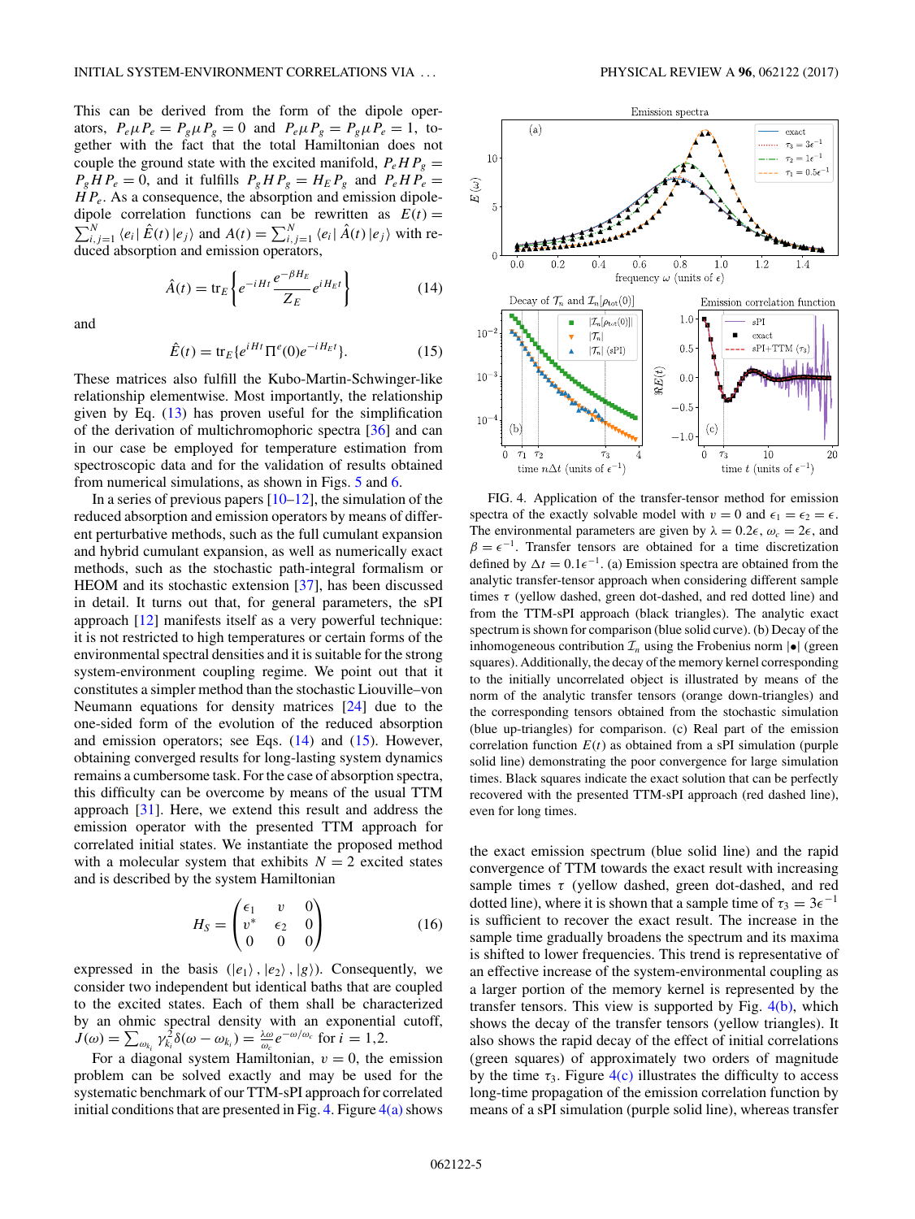This can be derived from the form of the dipole operators, $P_e \mu P_e = P_g \mu P_g = 0$ and $P_e \mu P_g = P_g \mu P_e = 1$, together with the fact that the total Hamiltonian does not couple the ground state with the excited manifold, $P_e H P_g = P_g H P_e = 0$, and it fulfills $P_g H P_g = H_E P_g$ and $P_e H P_e = H P_e$. As a consequence, the absorption and emission dipole-dipole correlation functions can be rewritten as $E(t) = \sum_{i,j=1}^{N} \langle e_i | \hat{E}(t) | e_j \rangle$ and $A(t) = \sum_{i,j=1}^{N} \langle e_i | \hat{A}(t) | e_j \rangle$ with reduced absorption and emission operators,

$$\hat{A}(t) = \mathrm{tr}_E \left\{ e^{-iHt} \frac{e^{-\beta H_E}}{Z_E} e^{iH_E t} \right\} \tag{14}$$

and

$$\hat{E}(t) = \mathrm{tr}_E \{ e^{iHt} \Pi^e(0) e^{-iH_E t} \}. \tag{15}$$

These matrices also fulfill the Kubo-Martin-Schwinger-like relationship elementwise. Most importantly, the relationship given by Eq. (13) has proven useful for the simplification of the derivation of multichromophoric spectra [36] and can in our case be employed for temperature estimation from spectroscopic data and for the validation of results obtained from numerical simulations, as shown in Figs. 5 and 6.

In a series of previous papers [10–12], the simulation of the reduced absorption and emission operators by means of different perturbative methods, such as the full cumulant expansion and hybrid cumulant expansion, as well as numerically exact methods, such as the stochastic path-integral formalism or HEOM and its stochastic extension [37], has been discussed in detail. It turns out that, for general parameters, the sPI approach [12] manifests itself as a very powerful technique: it is not restricted to high temperatures or certain forms of the environmental spectral densities and it is suitable for the strong system-environment coupling regime. We point out that it constitutes a simpler method than the stochastic Liouville–von Neumann equations for density matrices [24] due to the one-sided form of the evolution of the reduced absorption and emission operators; see Eqs. (14) and (15). However, obtaining converged results for long-lasting system dynamics remains a cumbersome task. For the case of absorption spectra, this difficulty can be overcome by means of the usual TTM approach [31]. Here, we extend this result and address the emission operator with the presented TTM approach for correlated initial states. We instantiate the proposed method with a molecular system that exhibits $N = 2$ excited states and is described by the system Hamiltonian

$$H_S = \begin{pmatrix} \epsilon_1 & v & 0 \\ v^* & \epsilon_2 & 0 \\ 0 & 0 & 0 \end{pmatrix} \tag{16}$$

expressed in the basis $(|e_1\rangle, |e_2\rangle, |g\rangle)$. Consequently, we consider two independent but identical baths that are coupled to the excited states. Each of them shall be characterized by an ohmic spectral density with an exponential cutoff, $J(\omega) = \sum_{\omega_{k_i}} \gamma_{k_i}^2 \delta(\omega - \omega_{k_i}) = \frac{\lambda\omega}{\omega_c} e^{-\omega/\omega_c}$ for $i = 1,2$.

For a diagonal system Hamiltonian, $v = 0$, the emission problem can be solved exactly and may be used for the systematic benchmark of our TTM-sPI approach for correlated initial conditions that are presented in Fig. 4. Figure 4(a) shows the exact emission spectrum (blue solid line) and the rapid convergence of TTM towards the exact result with increasing sample times $\tau$ (yellow dashed, green dot-dashed, and red dotted line), where it is shown that a sample time of $\tau_3 = 3\epsilon^{-1}$ is sufficient to recover the exact result. The increase in the sample time gradually broadens the spectrum and its maxima is shifted to lower frequencies. This trend is representative of an effective increase of the system-environmental coupling as a larger portion of the memory kernel is represented by the transfer tensors. This view is supported by Fig. 4(b), which shows the decay of the transfer tensors (yellow triangles). It also shows the rapid decay of the effect of initial correlations (green squares) of approximately two orders of magnitude by the time $\tau_3$. Figure 4(c) illustrates the difficulty to access long-time propagation of the emission correlation function by means of a sPI simulation (purple solid line), whereas transfer

FIG. 4. Application of the transfer-tensor method for emission spectra of the exactly solvable model with $v = 0$ and $\epsilon_1 = \epsilon_2 = \epsilon$. The environmental parameters are given by $\lambda = 0.2\epsilon$, $\omega_c = 2\epsilon$, and $\beta = \epsilon^{-1}$. Transfer tensors are obtained for a time discretization defined by $\Delta t = 0.1\epsilon^{-1}$. (a) Emission spectra are obtained from the analytic transfer-tensor approach when considering different sample times $\tau$ (yellow dashed, green dot-dashed, and red dotted line) and from the TTM-sPI approach (black triangles). The analytic exact spectrum is shown for comparison (blue solid curve). (b) Decay of the inhomogeneous contribution $\mathcal{I}_n$ using the Frobenius norm $|\bullet|$ (green squares). Additionally, the decay of the memory kernel corresponding to the initially uncorrelated object is illustrated by means of the norm of the analytic transfer tensors (orange down-triangles) and the corresponding tensors obtained from the stochastic simulation (blue up-triangles) for comparison. (c) Real part of the emission correlation function $E(t)$ as obtained from a sPI simulation (purple solid line) demonstrating the poor convergence for large simulation times. Black squares indicate the exact solution that can be perfectly recovered with the presented TTM-sPI approach (red dashed line), even for long times.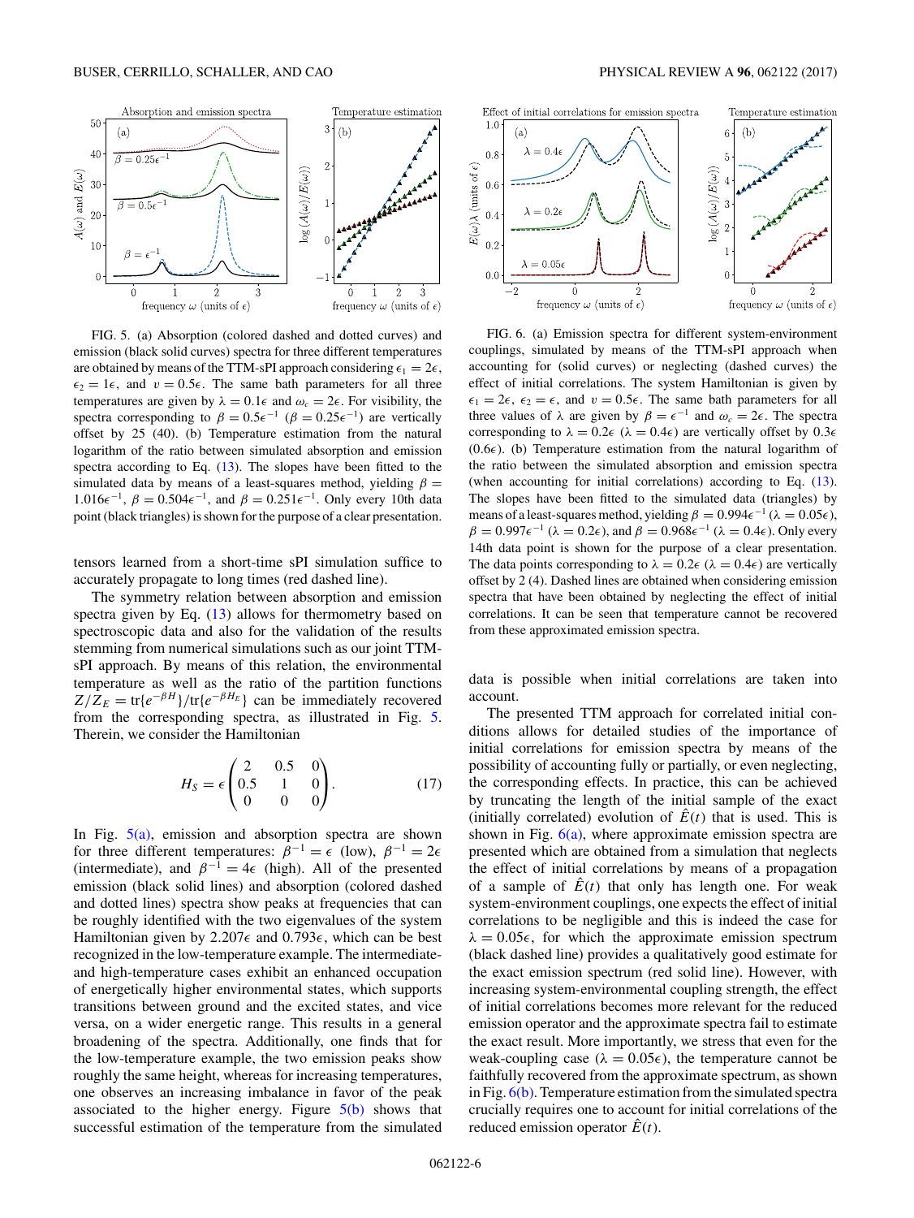FIG. 5. (a) Absorption (colored dashed and dotted curves) and emission (black solid curves) spectra for three different temperatures are obtained by means of the TTM-sPI approach considering $\epsilon_1 = 2\epsilon$, $\epsilon_2 = 1\epsilon$, and $\upsilon = 0.5\epsilon$. The same bath parameters for all three temperatures are given by $\lambda = 0.1\epsilon$ and $\omega_c = 2\epsilon$. For visibility, the spectra corresponding to $\beta = 0.5\epsilon^{-1}$ ($\beta = 0.25\epsilon^{-1}$) are vertically offset by 25 (40). (b) Temperature estimation from the natural logarithm of the ratio between simulated absorption and emission spectra according to Eq. (13). The slopes have been fitted to the simulated data by means of a least-squares method, yielding $\beta = 1.016\epsilon^{-1}$, $\beta = 0.504\epsilon^{-1}$, and $\beta = 0.251\epsilon^{-1}$. Only every 10th data point (black triangles) is shown for the purpose of a clear presentation.

tensors learned from a short-time sPI simulation suffice to accurately propagate to long times (red dashed line).

The symmetry relation between absorption and emission spectra given by Eq. (13) allows for thermometry based on spectroscopic data and also for the validation of the results stemming from numerical simulations such as our joint TTM-sPI approach. By means of this relation, the environmental temperature as well as the ratio of the partition functions $Z/Z_E = \mathrm{tr}\{e^{-\beta H}\}/\mathrm{tr}\{e^{-\beta H_E}\}$ can be immediately recovered from the corresponding spectra, as illustrated in Fig. 5. Therein, we consider the Hamiltonian

$$H_S = \epsilon \begin{pmatrix} 2 & 0.5 & 0 \\ 0.5 & 1 & 0 \\ 0 & 0 & 0 \end{pmatrix}. \tag{17}$$

In Fig. 5(a), emission and absorption spectra are shown for three different temperatures: $\beta^{-1} = \epsilon$ (low), $\beta^{-1} = 2\epsilon$ (intermediate), and $\beta^{-1} = 4\epsilon$ (high). All of the presented emission (black solid lines) and absorption (colored dashed and dotted lines) spectra show peaks at frequencies that can be roughly identified with the two eigenvalues of the system Hamiltonian given by $2.207\epsilon$ and $0.793\epsilon$, which can be best recognized in the low-temperature example. The intermediate- and high-temperature cases exhibit an enhanced occupation of energetically higher environmental states, which supports transitions between ground and the excited states, and vice versa, on a wider energetic range. This results in a general broadening of the spectra. Additionally, one finds that for the low-temperature example, the two emission peaks show roughly the same height, whereas for increasing temperatures, one observes an increasing imbalance in favor of the peak associated to the higher energy. Figure 5(b) shows that successful estimation of the temperature from the simulated data is possible when initial correlations are taken into account.

FIG. 6. (a) Emission spectra for different system-environment couplings, simulated by means of the TTM-sPI approach when accounting for (solid curves) or neglecting (dashed curves) the effect of initial correlations. The system Hamiltonian is given by $\epsilon_1 = 2\epsilon$, $\epsilon_2 = \epsilon$, and $\upsilon = 0.5\epsilon$. The same bath parameters for all three values of $\lambda$ are given by $\beta = \epsilon^{-1}$ and $\omega_c = 2\epsilon$. The spectra corresponding to $\lambda = 0.2\epsilon$ ($\lambda = 0.4\epsilon$) are vertically offset by $0.3\epsilon$ ($0.6\epsilon$). (b) Temperature estimation from the natural logarithm of the ratio between the simulated absorption and emission spectra (when accounting for initial correlations) according to Eq. (13). The slopes have been fitted to the simulated data (triangles) by means of a least-squares method, yielding $\beta = 0.994\epsilon^{-1}$ ($\lambda = 0.05\epsilon$), $\beta = 0.997\epsilon^{-1}$ ($\lambda = 0.2\epsilon$), and $\beta = 0.968\epsilon^{-1}$ ($\lambda = 0.4\epsilon$). Only every 14th data point is shown for the purpose of a clear presentation. The data points corresponding to $\lambda = 0.2\epsilon$ ($\lambda = 0.4\epsilon$) are vertically offset by 2 (4). Dashed lines are obtained when considering emission spectra that have been obtained by neglecting the effect of initial correlations. It can be seen that temperature cannot be recovered from these approximated emission spectra.

The presented TTM approach for correlated initial conditions allows for detailed studies of the importance of initial correlations for emission spectra by means of the possibility of accounting fully or partially, or even neglecting, the corresponding effects. In practice, this can be achieved by truncating the length of the initial sample of the exact (initially correlated) evolution of $\hat{E}(t)$ that is used. This is shown in Fig. 6(a), where approximate emission spectra are presented which are obtained from a simulation that neglects the effect of initial correlations by means of a propagation of a sample of $\hat{E}(t)$ that only has length one. For weak system-environment couplings, one expects the effect of initial correlations to be negligible and this is indeed the case for $\lambda = 0.05\epsilon$, for which the approximate emission spectrum (black dashed line) provides a qualitatively good estimate for the exact emission spectrum (red solid line). However, with increasing system-environmental coupling strength, the effect of initial correlations becomes more relevant for the reduced emission operator and the approximate spectra fail to estimate the exact result. More importantly, we stress that even for the weak-coupling case ($\lambda = 0.05\epsilon$), the temperature cannot be faithfully recovered from the approximate spectrum, as shown in Fig. 6(b). Temperature estimation from the simulated spectra crucially requires one to account for initial correlations of the reduced emission operator $\hat{E}(t)$.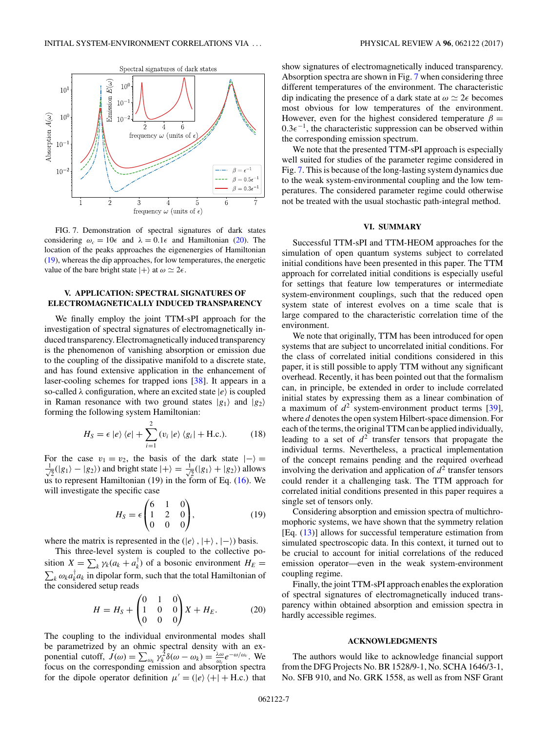Spectral signatures of dark states

Absorption $A(\omega)$

Emission $E(\omega)$

frequency $\omega$ (units of $\epsilon$)

$\beta = \epsilon^{-1}$

$\beta = 0.5\epsilon^{-1}$

$\beta = 0.3\epsilon^{-1}$

FIG. 7. Demonstration of spectral signatures of dark states considering $\omega_c = 10\epsilon$ and $\lambda = 0.1\epsilon$ and Hamiltonian (20). The location of the peaks approaches the eigenenergies of Hamiltonian (19), whereas the dip approaches, for low temperatures, the energetic value of the bare bright state $|+\rangle$ at $\omega \simeq 2\epsilon$.

## V. APPLICATION: SPECTRAL SIGNATURES OF ELECTROMAGNETICALLY INDUCED TRANSPARENCY

We finally employ the joint TTM-sPI approach for the investigation of spectral signatures of electromagnetically induced transparency. Electromagnetically induced transparency is the phenomenon of vanishing absorption or emission due to the coupling of the dissipative manifold to a discrete state, and has found extensive application in the enhancement of laser-cooling schemes for trapped ions [38]. It appears in a so-called λ configuration, where an excited state $|e\rangle$ is coupled in Raman resonance with two ground states $|g_1\rangle$ and $|g_2\rangle$ forming the following system Hamiltonian:

$$H_S = \epsilon\,|e\rangle\langle e| + \sum_{i=1}^{2} (v_i\,|e\rangle\langle g_i| + \text{H.c.}). \tag{18}$$

For the case $v_1 = v_2$, the basis of the dark state $|-\rangle = \frac{1}{\sqrt{2}}(|g_1\rangle - |g_2\rangle)$ and bright state $|+\rangle = \frac{1}{\sqrt{2}}(|g_1\rangle + |g_2\rangle)$ allows us to represent Hamiltonian (19) in the form of Eq. (16). We will investigate the specific case

$$H_S = \epsilon\begin{pmatrix} 6 & 1 & 0 \\ 1 & 2 & 0 \\ 0 & 0 & 0 \end{pmatrix}, \tag{19}$$

where the matrix is represented in the $(|e\rangle, |+\rangle, |-\rangle)$ basis.

This three-level system is coupled to the collective position $X = \sum_k \gamma_k (a_k + a_k^\dagger)$ of a bosonic environment $H_E = \sum_k \omega_k a_k^\dagger a_k$ in dipolar form, such that the total Hamiltonian of the considered setup reads

$$H = H_S + \begin{pmatrix} 0 & 1 & 0 \\ 1 & 0 & 0 \\ 0 & 0 & 0 \end{pmatrix} X + H_E. \tag{20}$$

The coupling to the individual environmental modes shall be parametrized by an ohmic spectral density with an exponential cutoff, $J(\omega) = \sum_{\omega_k} \gamma_k^2 \delta(\omega - \omega_k) = \frac{\lambda\omega}{\omega_c} e^{-\omega/\omega_c}$. We focus on the corresponding emission and absorption spectra for the dipole operator definition $\mu' = (|e\rangle\langle +| + \text{H.c.})$ that show signatures of electromagnetically induced transparency. Absorption spectra are shown in Fig. 7 when considering three different temperatures of the environment. The characteristic dip indicating the presence of a dark state at $\omega \simeq 2\epsilon$ becomes most obvious for low temperatures of the environment. However, even for the highest considered temperature $\beta = 0.3\epsilon^{-1}$, the characteristic suppression can be observed within the corresponding emission spectrum.

We note that the presented TTM-sPI approach is especially well suited for studies of the parameter regime considered in Fig. 7. This is because of the long-lasting system dynamics due to the weak system-environmental coupling and the low temperatures. The considered parameter regime could otherwise not be treated with the usual stochastic path-integral method.

## VI. SUMMARY

Successful TTM-sPI and TTM-HEOM approaches for the simulation of open quantum systems subject to correlated initial conditions have been presented in this paper. The TTM approach for correlated initial conditions is especially useful for settings that feature low temperatures or intermediate system-environment couplings, such that the reduced open system state of interest evolves on a time scale that is large compared to the characteristic correlation time of the environment.

We note that originally, TTM has been introduced for open systems that are subject to uncorrelated initial conditions. For the class of correlated initial conditions considered in this paper, it is still possible to apply TTM without any significant overhead. Recently, it has been pointed out that the formalism can, in principle, be extended in order to include correlated initial states by expressing them as a linear combination of a maximum of $d^2$ system-environment product terms [39], where $d$ denotes the open system Hilbert-space dimension. For each of the terms, the original TTM can be applied individually, leading to a set of $d^2$ transfer tensors that propagate the individual terms. Nevertheless, a practical implementation of the concept remains pending and the required overhead involving the derivation and application of $d^2$ transfer tensors could render it a challenging task. The TTM approach for correlated initial conditions presented in this paper requires a single set of tensors only.

Considering absorption and emission spectra of multichromophoric systems, we have shown that the symmetry relation [Eq. (13)] allows for successful temperature estimation from simulated spectroscopic data. In this context, it turned out to be crucial to account for initial correlations of the reduced emission operator—even in the weak system-environment coupling regime.

Finally, the joint TTM-sPI approach enables the exploration of spectral signatures of electromagnetically induced transparency within obtained absorption and emission spectra in hardly accessible regimes.

## ACKNOWLEDGMENTS

The authors would like to acknowledge financial support from the DFG Projects No. BR 1528/9-1, No. SCHA 1646/3-1, No. SFB 910, and No. GRK 1558, as well as from NSF Grant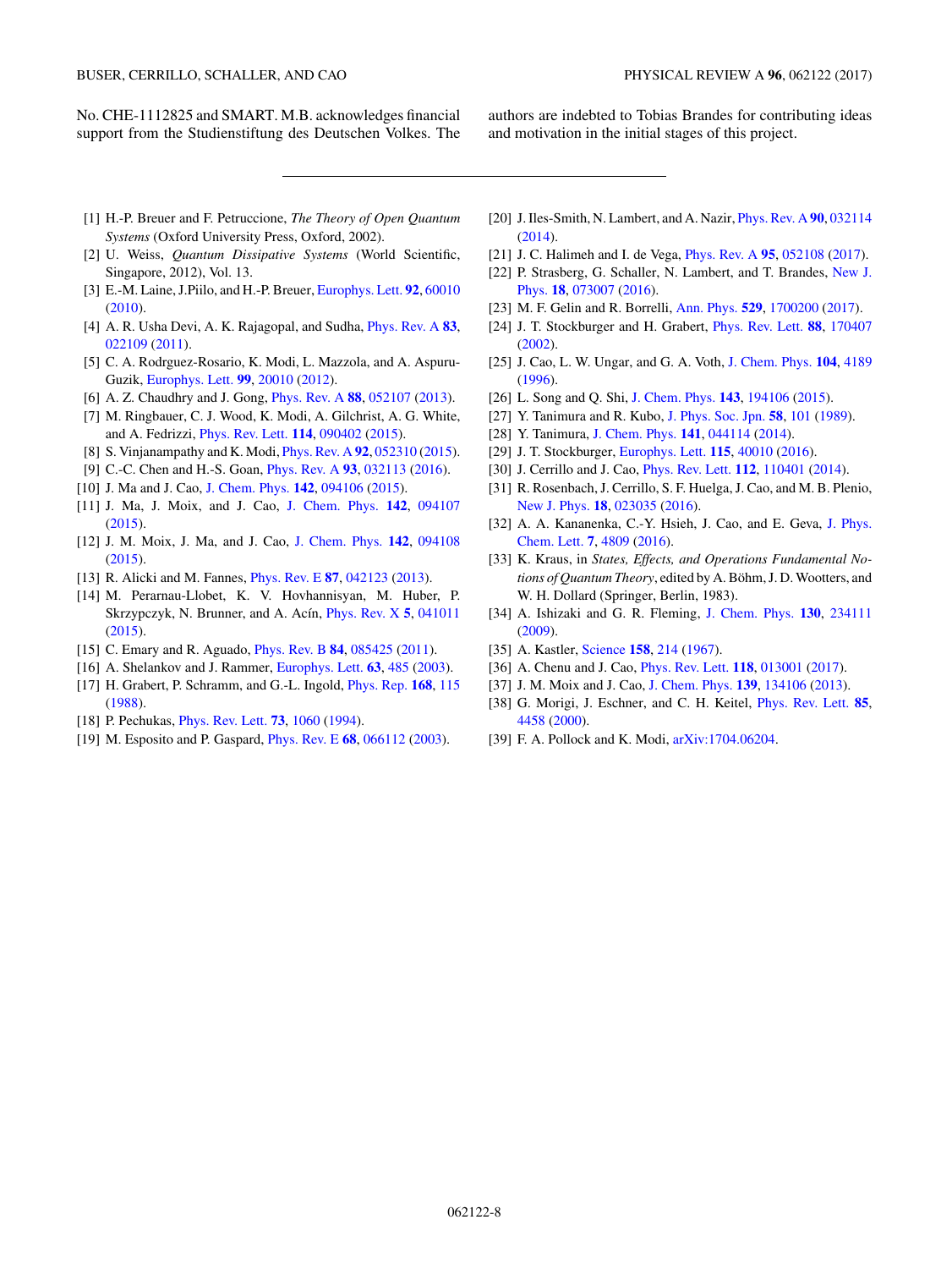No. CHE-1112825 and SMART. M.B. acknowledges financial support from the Studienstiftung des Deutschen Volkes. The authors are indebted to Tobias Brandes for contributing ideas and motivation in the initial stages of this project.

---

[1] H.-P. Breuer and F. Petruccione, *The Theory of Open Quantum Systems* (Oxford University Press, Oxford, 2002).

[2] U. Weiss, *Quantum Dissipative Systems* (World Scientific, Singapore, 2012), Vol. 13.

[3] E.-M. Laine, J.Piilo, and H.-P. Breuer, Europhys. Lett. **92**, 60010 (2010).

[4] A. R. Usha Devi, A. K. Rajagopal, and Sudha, Phys. Rev. A **83**, 022109 (2011).

[5] C. A. Rodrguez-Rosario, K. Modi, L. Mazzola, and A. Aspuru-Guzik, Europhys. Lett. **99**, 20010 (2012).

[6] A. Z. Chaudhry and J. Gong, Phys. Rev. A **88**, 052107 (2013).

[7] M. Ringbauer, C. J. Wood, K. Modi, A. Gilchrist, A. G. White, and A. Fedrizzi, Phys. Rev. Lett. **114**, 090402 (2015).

[8] S. Vinjanampathy and K. Modi, Phys. Rev. A **92**, 052310 (2015).

[9] C.-C. Chen and H.-S. Goan, Phys. Rev. A **93**, 032113 (2016).

[10] J. Ma and J. Cao, J. Chem. Phys. **142**, 094106 (2015).

[11] J. Ma, J. Moix, and J. Cao, J. Chem. Phys. **142**, 094107 (2015).

[12] J. M. Moix, J. Ma, and J. Cao, J. Chem. Phys. **142**, 094108 (2015).

[13] R. Alicki and M. Fannes, Phys. Rev. E **87**, 042123 (2013).

[14] M. Perarnau-Llobet, K. V. Hovhannisyan, M. Huber, P. Skrzypczyk, N. Brunner, and A. Acín, Phys. Rev. X **5**, 041011 (2015).

[15] C. Emary and R. Aguado, Phys. Rev. B **84**, 085425 (2011).

[16] A. Shelankov and J. Rammer, Europhys. Lett. **63**, 485 (2003).

[17] H. Grabert, P. Schramm, and G.-L. Ingold, Phys. Rep. **168**, 115 (1988).

[18] P. Pechukas, Phys. Rev. Lett. **73**, 1060 (1994).

[19] M. Esposito and P. Gaspard, Phys. Rev. E **68**, 066112 (2003).

[20] J. Iles-Smith, N. Lambert, and A. Nazir, Phys. Rev. A **90**, 032114 (2014).

[21] J. C. Halimeh and I. de Vega, Phys. Rev. A **95**, 052108 (2017).

[22] P. Strasberg, G. Schaller, N. Lambert, and T. Brandes, New J. Phys. **18**, 073007 (2016).

[23] M. F. Gelin and R. Borrelli, Ann. Phys. **529**, 1700200 (2017).

[24] J. T. Stockburger and H. Grabert, Phys. Rev. Lett. **88**, 170407 (2002).

[25] J. Cao, L. W. Ungar, and G. A. Voth, J. Chem. Phys. **104**, 4189 (1996).

[26] L. Song and Q. Shi, J. Chem. Phys. **143**, 194106 (2015).

[27] Y. Tanimura and R. Kubo, J. Phys. Soc. Jpn. **58**, 101 (1989).

[28] Y. Tanimura, J. Chem. Phys. **141**, 044114 (2014).

[29] J. T. Stockburger, Europhys. Lett. **115**, 40010 (2016).

[30] J. Cerrillo and J. Cao, Phys. Rev. Lett. **112**, 110401 (2014).

[31] R. Rosenbach, J. Cerrillo, S. F. Huelga, J. Cao, and M. B. Plenio, New J. Phys. **18**, 023035 (2016).

[32] A. A. Kananenka, C.-Y. Hsieh, J. Cao, and E. Geva, J. Phys. Chem. Lett. **7**, 4809 (2016).

[33] K. Kraus, in *States, Effects, and Operations Fundamental Notions of Quantum Theory*, edited by A. Böhm, J. D. Wootters, and W. H. Dollard (Springer, Berlin, 1983).

[34] A. Ishizaki and G. R. Fleming, J. Chem. Phys. **130**, 234111 (2009).

[35] A. Kastler, Science **158**, 214 (1967).

[36] A. Chenu and J. Cao, Phys. Rev. Lett. **118**, 013001 (2017).

[37] J. M. Moix and J. Cao, J. Chem. Phys. **139**, 134106 (2013).

[38] G. Morigi, J. Eschner, and C. H. Keitel, Phys. Rev. Lett. **85**, 4458 (2000).

[39] F. A. Pollock and K. Modi, arXiv:1704.06204.